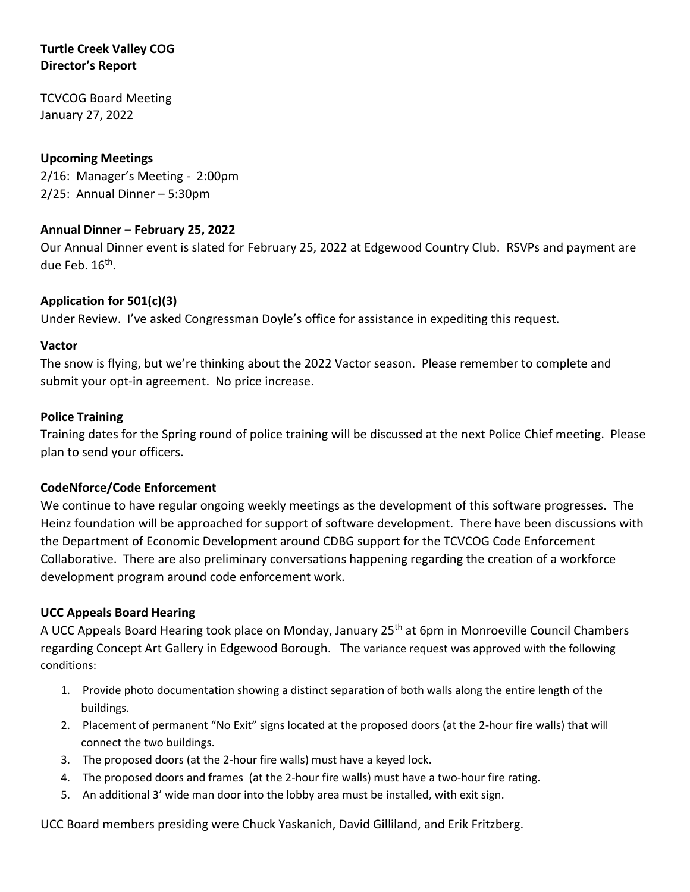**Turtle Creek Valley COG**
**Director's Report**

TCVCOG Board Meeting
January 27, 2022

**Upcoming Meetings**

2/16: Manager's Meeting - 2:00pm
2/25: Annual Dinner – 5:30pm

**Annual Dinner – February 25, 2022**

Our Annual Dinner event is slated for February 25, 2022 at Edgewood Country Club. RSVPs and payment are due Feb. 16th.

**Application for 501(c)(3)**

Under Review. I've asked Congressman Doyle's office for assistance in expediting this request.

**Vactor**

The snow is flying, but we're thinking about the 2022 Vactor season. Please remember to complete and submit your opt-in agreement. No price increase.

**Police Training**

Training dates for the Spring round of police training will be discussed at the next Police Chief meeting. Please plan to send your officers.

**CodeNforce/Code Enforcement**

We continue to have regular ongoing weekly meetings as the development of this software progresses. The Heinz foundation will be approached for support of software development. There have been discussions with the Department of Economic Development around CDBG support for the TCVCOG Code Enforcement Collaborative. There are also preliminary conversations happening regarding the creation of a workforce development program around code enforcement work.

**UCC Appeals Board Hearing**

A UCC Appeals Board Hearing took place on Monday, January 25th at 6pm in Monroeville Council Chambers regarding Concept Art Gallery in Edgewood Borough. The variance request was approved with the following conditions:

1. Provide photo documentation showing a distinct separation of both walls along the entire length of the buildings.
2. Placement of permanent "No Exit" signs located at the proposed doors (at the 2-hour fire walls) that will connect the two buildings.
3. The proposed doors (at the 2-hour fire walls) must have a keyed lock.
4. The proposed doors and frames (at the 2-hour fire walls) must have a two-hour fire rating.
5. An additional 3' wide man door into the lobby area must be installed, with exit sign.

UCC Board members presiding were Chuck Yaskanich, David Gilliland, and Erik Fritzberg.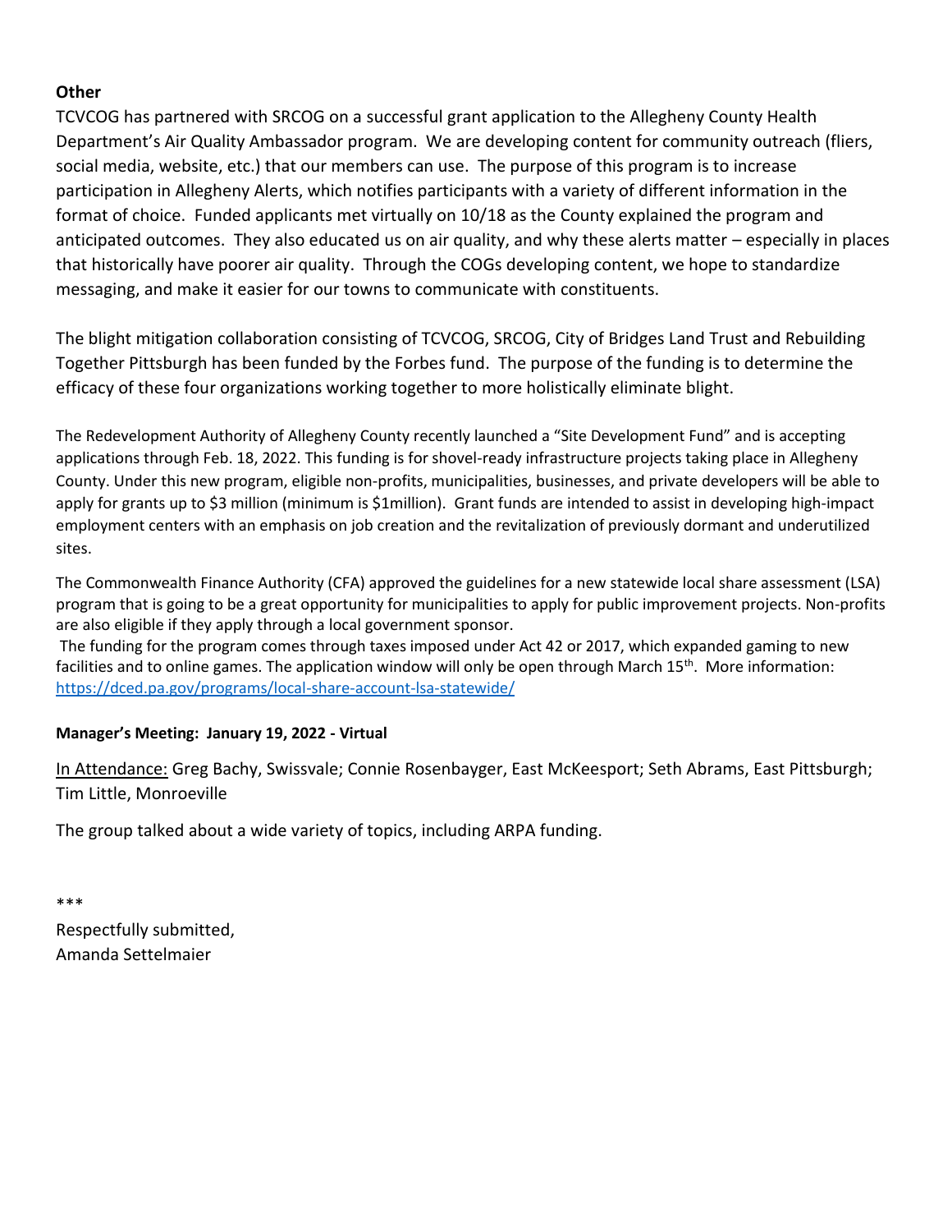**Other**

TCVCOG has partnered with SRCOG on a successful grant application to the Allegheny County Health Department's Air Quality Ambassador program. We are developing content for community outreach (fliers, social media, website, etc.) that our members can use. The purpose of this program is to increase participation in Allegheny Alerts, which notifies participants with a variety of different information in the format of choice. Funded applicants met virtually on 10/18 as the County explained the program and anticipated outcomes. They also educated us on air quality, and why these alerts matter – especially in places that historically have poorer air quality. Through the COGs developing content, we hope to standardize messaging, and make it easier for our towns to communicate with constituents.

The blight mitigation collaboration consisting of TCVCOG, SRCOG, City of Bridges Land Trust and Rebuilding Together Pittsburgh has been funded by the Forbes fund. The purpose of the funding is to determine the efficacy of these four organizations working together to more holistically eliminate blight.

The Redevelopment Authority of Allegheny County recently launched a "Site Development Fund" and is accepting applications through Feb. 18, 2022. This funding is for shovel-ready infrastructure projects taking place in Allegheny County. Under this new program, eligible non-profits, municipalities, businesses, and private developers will be able to apply for grants up to $3 million (minimum is $1million). Grant funds are intended to assist in developing high-impact employment centers with an emphasis on job creation and the revitalization of previously dormant and underutilized sites.

The Commonwealth Finance Authority (CFA) approved the guidelines for a new statewide local share assessment (LSA) program that is going to be a great opportunity for municipalities to apply for public improvement projects. Non-profits are also eligible if they apply through a local government sponsor.
The funding for the program comes through taxes imposed under Act 42 or 2017, which expanded gaming to new facilities and to online games. The application window will only be open through March 15th. More information: https://dced.pa.gov/programs/local-share-account-lsa-statewide/

**Manager's Meeting: January 19, 2022 - Virtual**

In Attendance: Greg Bachy, Swissvale; Connie Rosenbayger, East McKeesport; Seth Abrams, East Pittsburgh; Tim Little, Monroeville

The group talked about a wide variety of topics, including ARPA funding.

***

Respectfully submitted,
Amanda Settelmaier